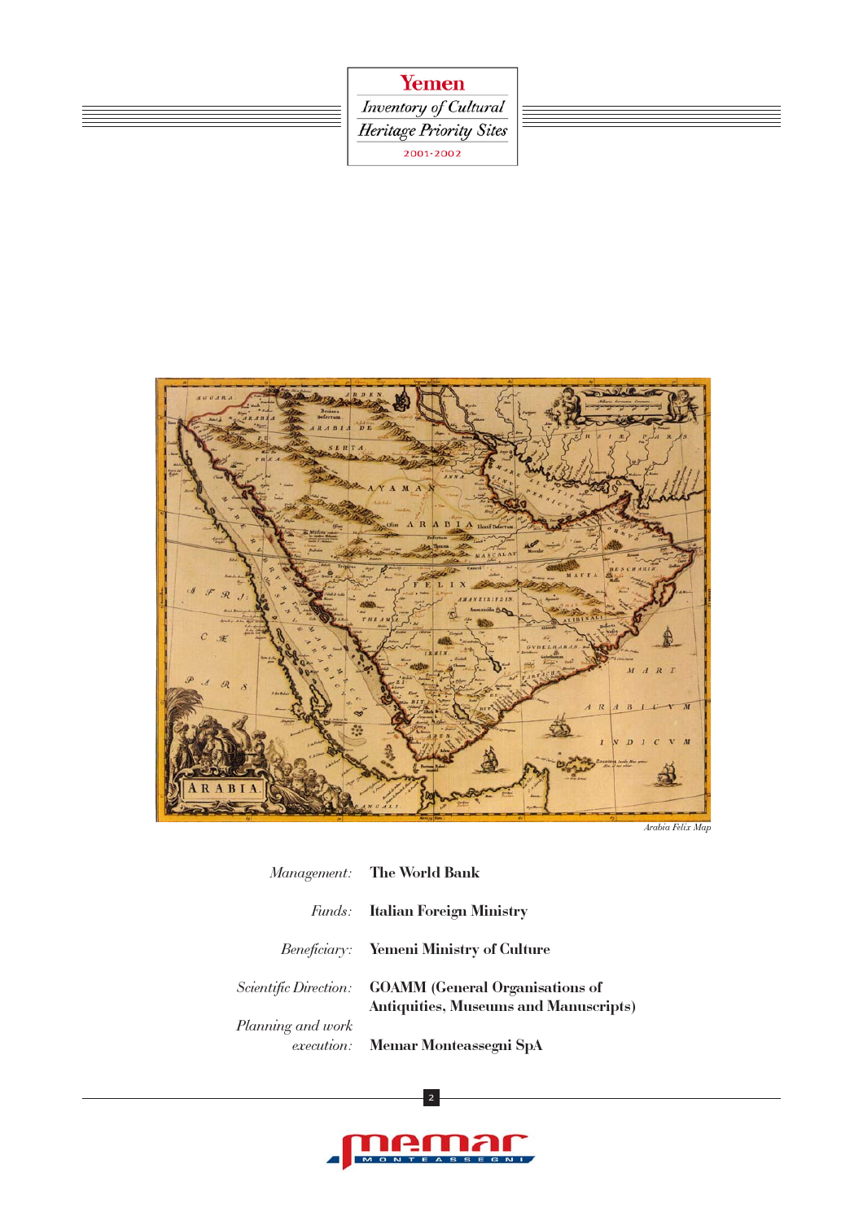# Yemen

## Inventory of Cultural Heritage Priority Sites

2001-2002

*Arabia Felix Map*

*Management:* **The World Bank**

*Funds:* **Italian Foreign Ministry**

*Beneficiary:* **Yemeni Ministry of Culture**

*Scientific Direction:* **GOAMM (General Organisations of Antiquities, Museums and Manuscripts)**

*Planning and work execution:* **Memar Monteassegni SpA**

memar MONTEASSEGNI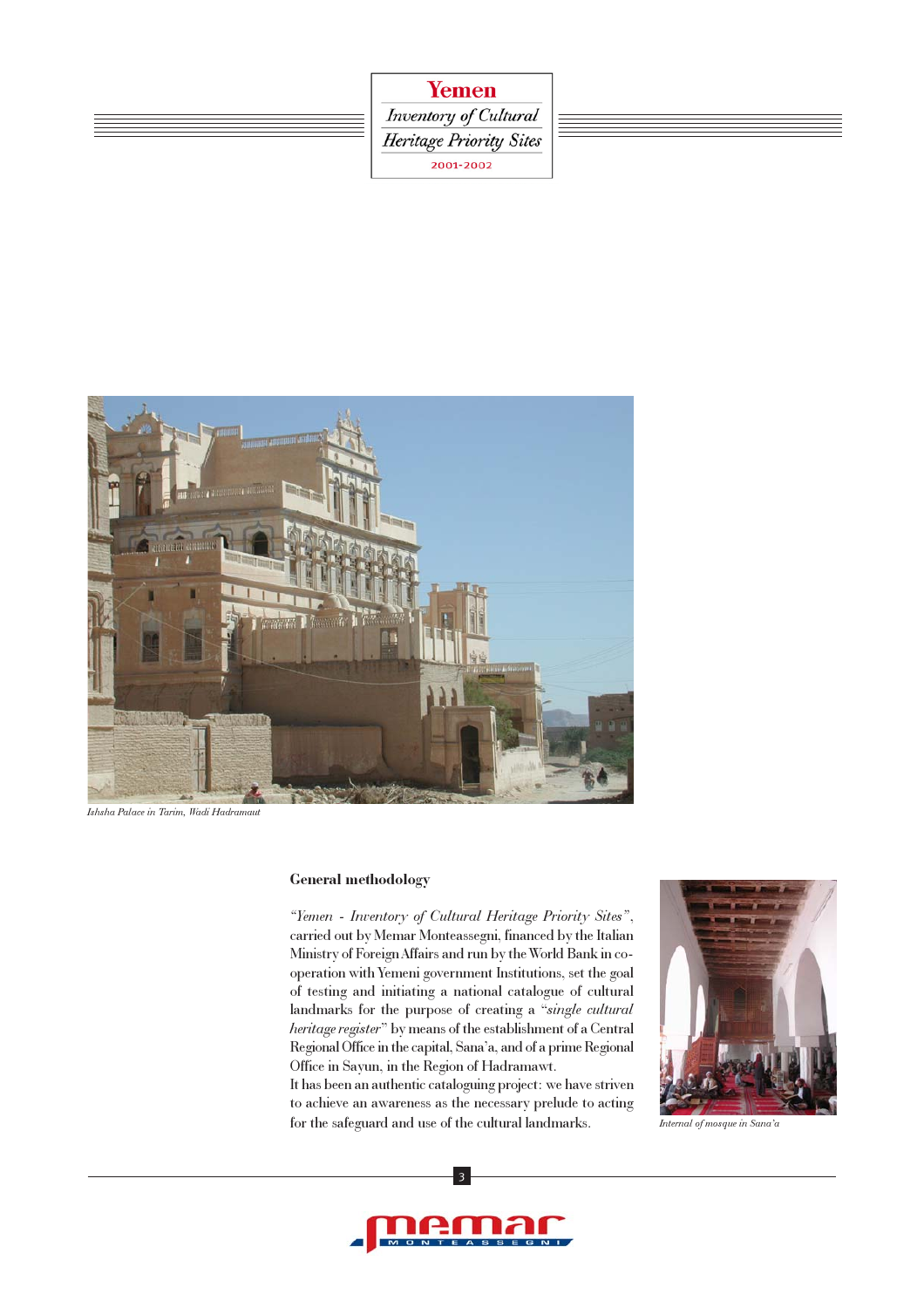Ishsha Palace in Tarim, Wadi Hadramaut

## General methodology

*"Yemen - Inventory of Cultural Heritage Priority Sites"*, carried out by Memar Monteassegni, financed by the Italian Ministry of Foreign Affairs and run by the World Bank in co-operation with Yemeni government Institutions, set the goal of testing and initiating a national catalogue of cultural landmarks for the purpose of creating a "*single cultural heritage register*" by means of the establishment of a Central Regional Office in the capital, Sana'a, and of a prime Regional Office in Sayun, in the Region of Hadramawt.

It has been an authentic cataloguing project: we have striven to achieve an awareness as the necessary prelude to acting for the safeguard and use of the cultural landmarks.

Internal of mosque in Sana'a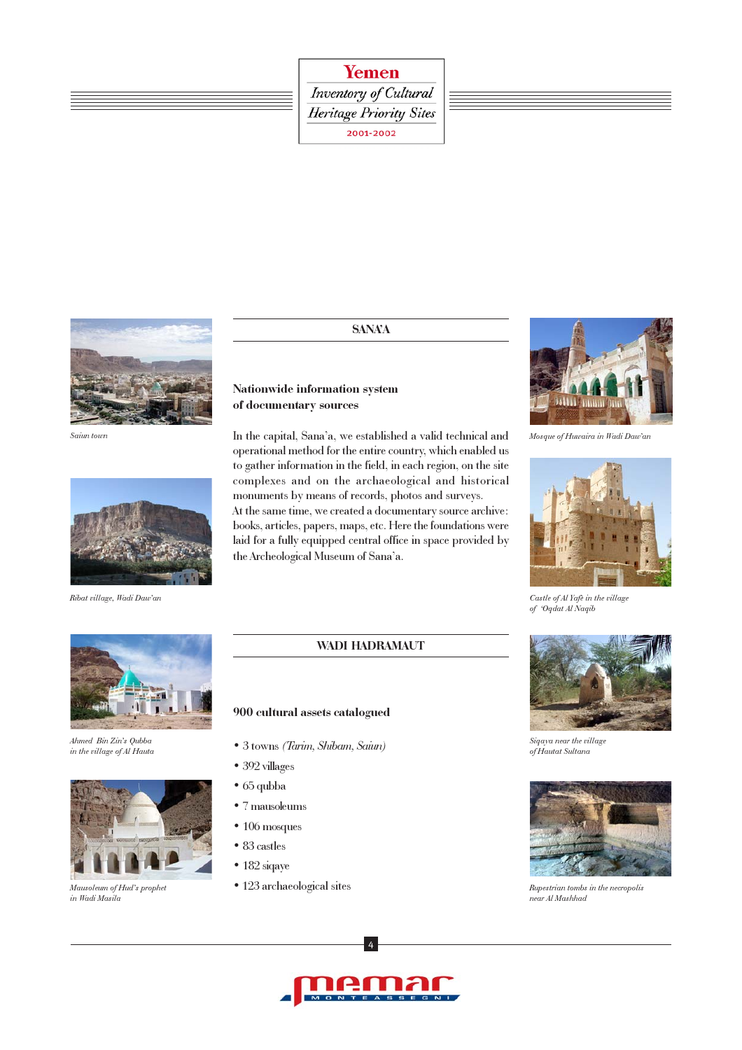# Yemen
## Inventory of Cultural Heritage Priority Sites
2001-2002

Saiun town

Ribat village, Wadi Daw'an

## SANA'A

### Nationwide information system of documentary sources

In the capital, Sana'a, we established a valid technical and operational method for the entire country, which enabled us to gather information in the field, in each region, on the site complexes and on the archaeological and historical monuments by means of records, photos and surveys.
At the same time, we created a documentary source archive: books, articles, papers, maps, etc. Here the foundations were laid for a fully equipped central office in space provided by the Archeological Museum of Sana'a.

Mosque of Huwaira in Wadi Daw'an

Castle of Al Yafe in the village of 'Oqdat Al Naqib

Ahmed Bin Zin's Qubba in the village of Al Hauta

Mausoleum of Hud's prophet in Wadi Masila

## WADI HADRAMAUT

### 900 cultural assets catalogued

- 3 towns *(Tarim, Shibam, Saiun)*
- 392 villages
- 65 qubba
- 7 mausoleums
- 106 mosques
- 83 castles
- 182 siqaye
- 123 archaeological sites

Siqaya near the village of Hautat Sultana

Rupestrian tombs in the necropolis near Al Mashhad

memar
MONTEASSEGNI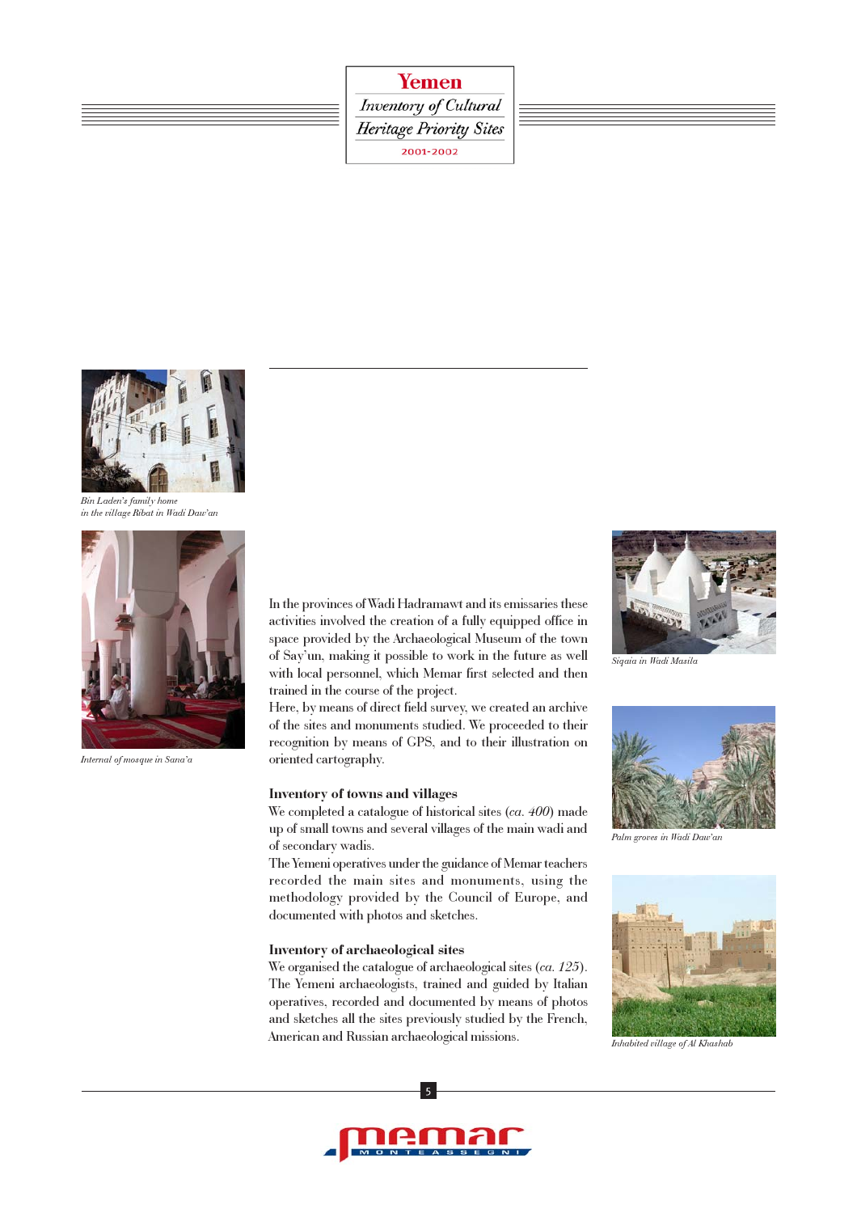Bin Laden's family home in the village Ribat in Wadi Daw'an

Internal of mosque in Sana'a

In the provinces of Wadi Hadramawt and its emissaries these activities involved the creation of a fully equipped office in space provided by the Archaeological Museum of the town of Say'un, making it possible to work in the future as well with local personnel, which Memar first selected and then trained in the course of the project.
Here, by means of direct field survey, we created an archive of the sites and monuments studied. We proceeded to their recognition by means of GPS, and to their illustration on oriented cartography.

### Inventory of towns and villages

We completed a catalogue of historical sites (*ca. 400*) made up of small towns and several villages of the main wadi and of secondary wadis.
The Yemeni operatives under the guidance of Memar teachers recorded the main sites and monuments, using the methodology provided by the Council of Europe, and documented with photos and sketches.

### Inventory of archaeological sites

We organised the catalogue of archaeological sites (*ca. 125*). The Yemeni archaeologists, trained and guided by Italian operatives, recorded and documented by means of photos and sketches all the sites previously studied by the French, American and Russian archaeological missions.

Siqaia in Wadi Masila

Palm groves in Wadi Daw'an

Inhabited village of Al Khashab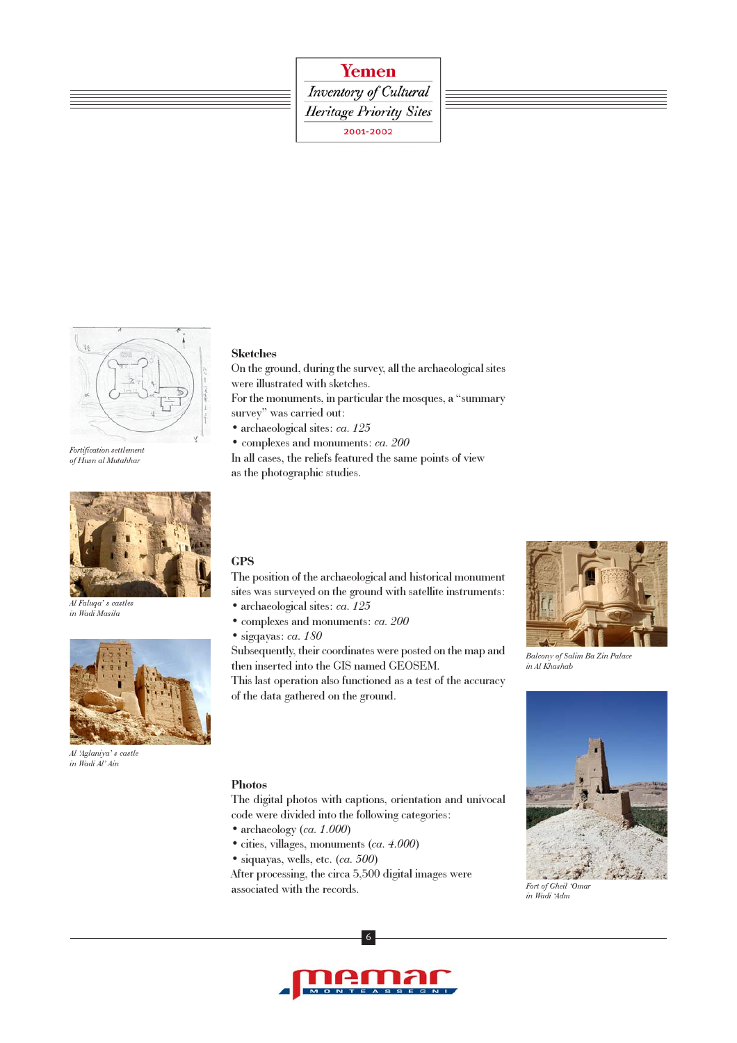Fortification settlement
of Husn al Mutahhar

### Sketches

On the ground, during the survey, all the archaeological sites were illustrated with sketches.
For the monuments, in particular the mosques, a "summary survey" was carried out:

- archaeological sites: *ca. 125*
- complexes and monuments: *ca. 200*

In all cases, the reliefs featured the same points of view as the photographic studies.

Al Faluqa' s castles
in Wadi Masila

Al 'Aglaniya' s castle
in Wadi Al' Ain

### GPS

The position of the archaeological and historical monument sites was surveyed on the ground with satellite instruments:

- archaeological sites: *ca. 125*
- complexes and monuments: *ca. 200*
- siqqayas: *ca. 180*

Subsequently, their coordinates were posted on the map and then inserted into the GIS named GEOSEM.
This last operation also functioned as a test of the accuracy of the data gathered on the ground.

Balcony of Salim Ba Zin Palace
in Al Khashab

### Photos

The digital photos with captions, orientation and univocal code were divided into the following categories:

- archaeology (*ca. 1.000*)
- cities, villages, monuments (*ca. 4.000*)
- siquayas, wells, etc. (*ca. 500*)

After processing, the circa 5,500 digital images were associated with the records.

Fort of Gheil 'Omar
in Wadi 'Adm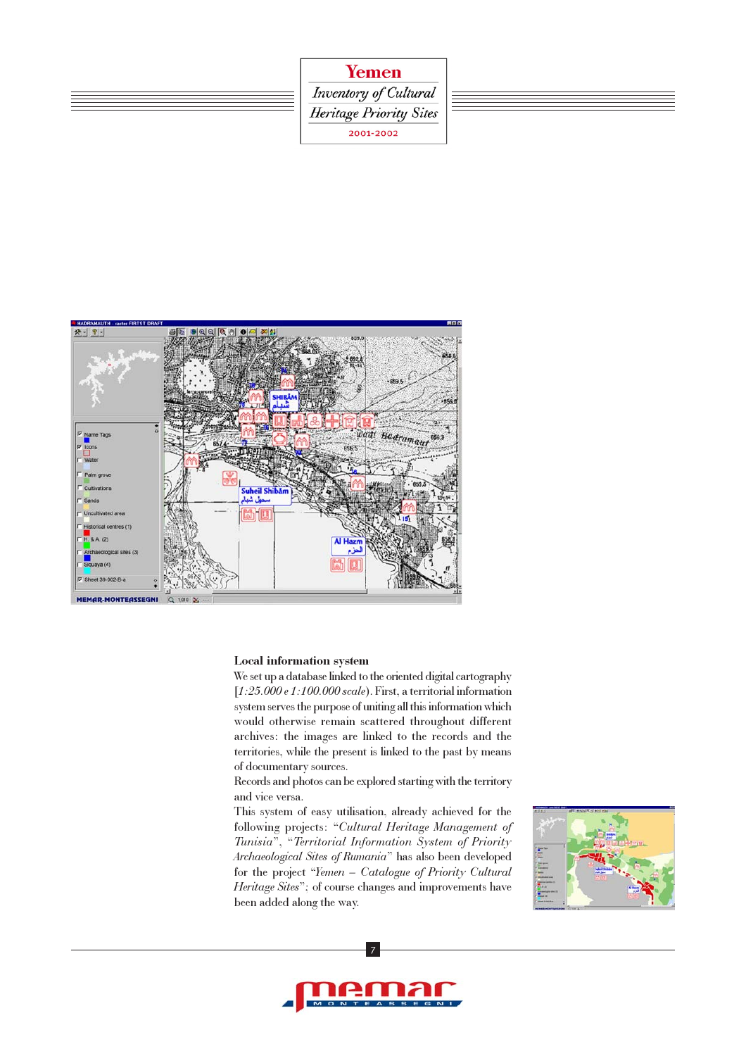### Local information system

We set up a database linked to the oriented digital cartography [*1:25.000 e 1:100.000 scale*]. First, a territorial information system serves the purpose of uniting all this information which would otherwise remain scattered throughout different archives: the images are linked to the records and the territories, while the present is linked to the past by means of documentary sources.

Records and photos can be explored starting with the territory and vice versa.

This system of easy utilisation, already achieved for the following projects: "*Cultural Heritage Management of Tunisia*", "*Territorial Information System of Priority Archaeological Sites of Rumania*" has also been developed for the project "*Yemen – Catalogue of Priority Cultural Heritage Sites*": of course changes and improvements have been added along the way.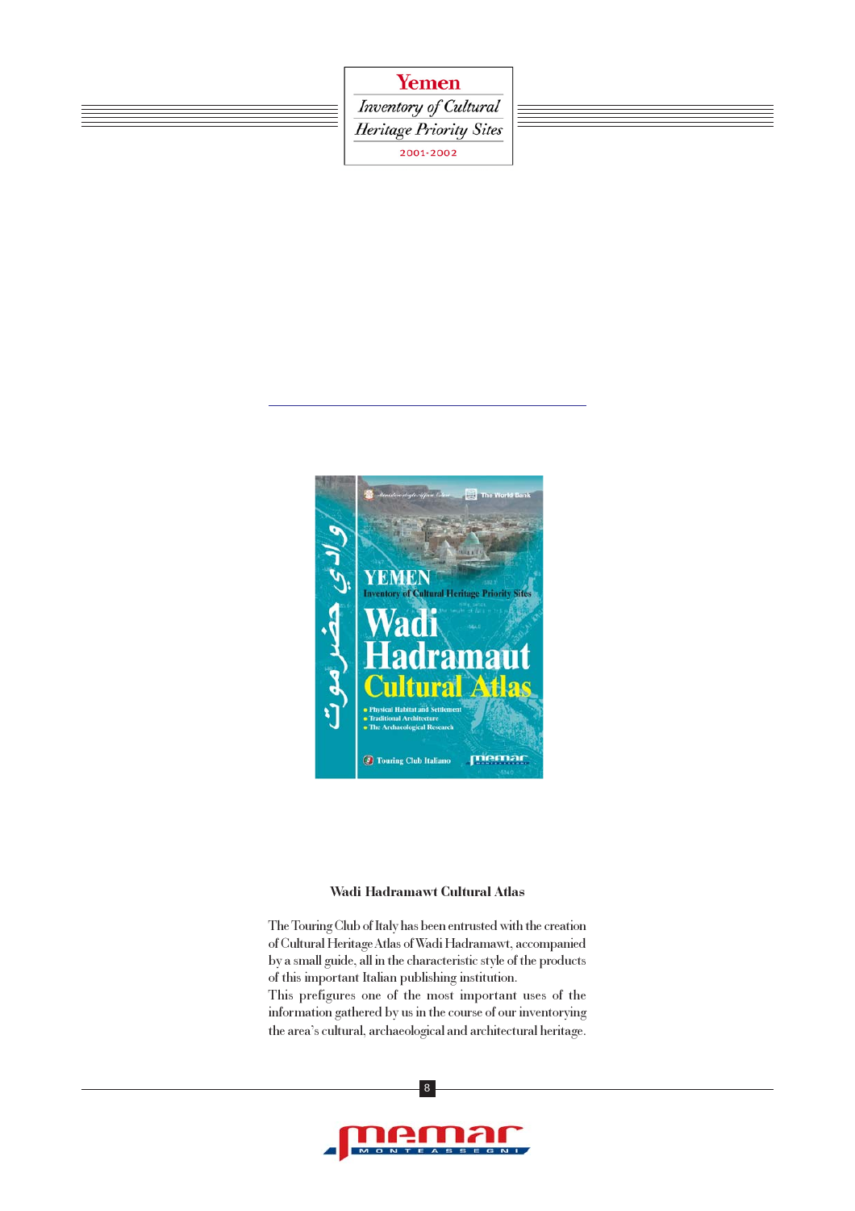**Wadi Hadramawt Cultural Atlas**

The Touring Club of Italy has been entrusted with the creation of Cultural Heritage Atlas of Wadi Hadramawt, accompanied by a small guide, all in the characteristic style of the products of this important Italian publishing institution.
This prefigures one of the most important uses of the information gathered by us in the course of our inventorying the area's cultural, archaeological and architectural heritage.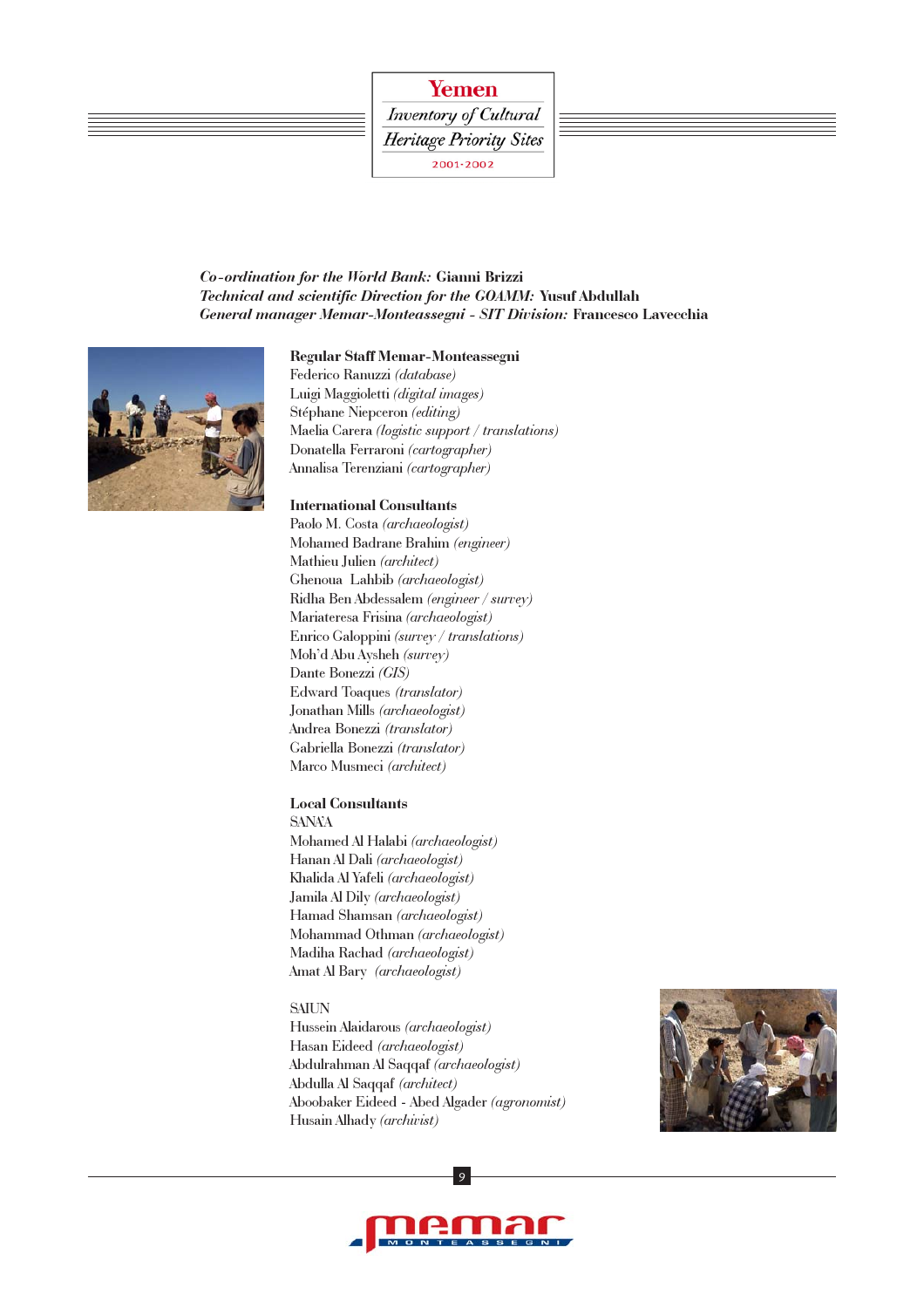*Co-ordination for the World Bank:* **Gianni Brizzi**
*Technical and scientific Direction for the GOAMM:* **Yusuf Abdullah**
*General manager Memar-Monteassegni - SIT Division:* **Francesco Lavecchia**

**Regular Staff Memar-Monteassegni**
Federico Ranuzzi *(database)*
Luigi Maggioletti *(digital images)*
Stéphane Niepceron *(editing)*
Maelia Carera *(logistic support / translations)*
Donatella Ferraroni *(cartographer)*
Annalisa Terenziani *(cartographer)*

**International Consultants**
Paolo M. Costa *(archaeologist)*
Mohamed Badrane Brahim *(engineer)*
Mathieu Julien *(architect)*
Ghenoua Lahbib *(archaeologist)*
Ridha Ben Abdessalem *(engineer / survey)*
Mariateresa Frisina *(archaeologist)*
Enrico Galoppini *(survey / translations)*
Moh'd Abu Aysheh *(survey)*
Dante Bonezzi *(GIS)*
Edward Toaques *(translator)*
Jonathan Mills *(archaeologist)*
Andrea Bonezzi *(translator)*
Gabriella Bonezzi *(translator)*
Marco Musmeci *(architect)*

**Local Consultants**
SANA'A
Mohamed Al Halabi *(archaeologist)*
Hanan Al Dali *(archaeologist)*
Khalida Al Yafeli *(archaeologist)*
Jamila Al Dily *(archaeologist)*
Hamad Shamsan *(archaeologist)*
Mohammad Othman *(archaeologist)*
Madiha Rachad *(archaeologist)*
Amat Al Bary *(archaeologist)*

SAIUN
Hussein Alaidarous *(archaeologist)*
Hasan Eideed *(archaeologist)*
Abdulrahman Al Saqqaf *(archaeologist)*
Abdulla Al Saqqaf *(architect)*
Aboobaker Eideed - Abed Algader *(agronomist)*
Husain Alhady *(archivist)*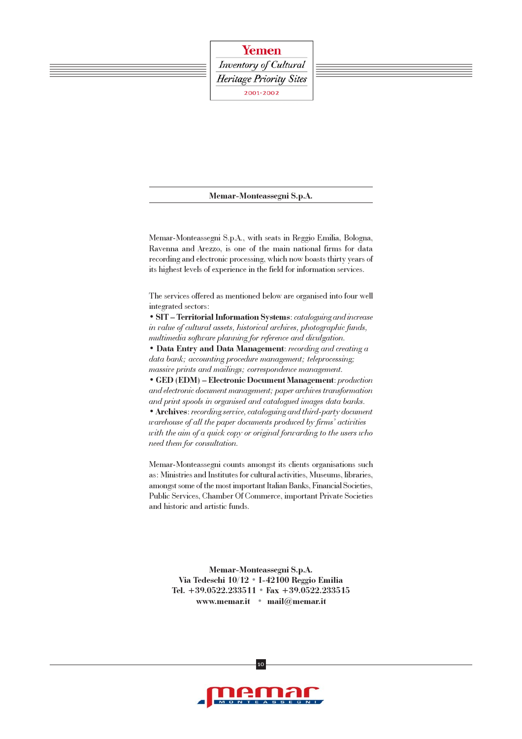## Memar-Monteassegni S.p.A.

Memar-Monteassegni S.p.A., with seats in Reggio Emilia, Bologna, Ravenna and Arezzo, is one of the main national firms for data recording and electronic processing, which now boasts thirty years of its highest levels of experience in the field for information services.

The services offered as mentioned below are organised into four well integrated sectors:

- **SIT – Territorial Information Systems**: *cataloguing and increase in value of cultural assets, historical archives, photographic funds, multimedia software planning for reference and divulgation.*
- **Data Entry and Data Management**: *recording and creating a data bank; accounting procedure management; teleprocessing; massive prints and mailings; correspondence management.*
- **GED (EDM) – Electronic Document Management**: *production and electronic document management; paper archives transformation and print spools in organised and catalogued images data banks.*
- **Archives**: *recording service, cataloguing and third-party document warehouse of all the paper documents produced by firms' activities with the aim of a quick copy or original forwarding to the users who need them for consultation.*

Memar-Monteassegni counts amongst its clients organisations such as: Ministries and Institutes for cultural activities, Museums, libraries, amongst some of the most important Italian Banks, Financial Societies, Public Services, Chamber Of Commerce, important Private Societies and historic and artistic funds.

**Memar-Monteassegni S.p.A.**
**Via Tedeschi 10/12 • I-42100 Reggio Emilia**
**Tel. +39.0522.233511 • Fax +39.0522.233515**
**www.memar.it • mail@memar.it**

memar MONTEASSEGNI